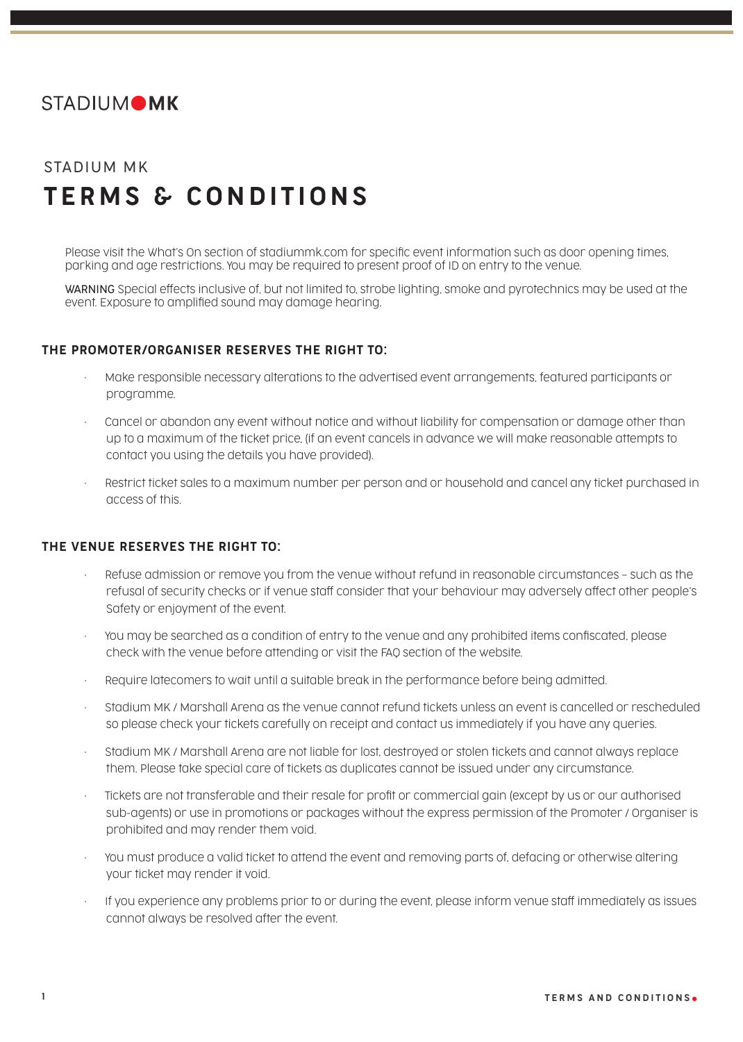STADIUM MK

## STADIUM MK

# TERMS & CONDITIONS

Please visit the What's On section of stadiummk.com for specific event information such as door opening times, parking and age restrictions. You may be required to present proof of ID on entry to the venue.

WARNING Special effects inclusive of, but not limited to, strobe lighting, smoke and pyrotechnics may be used at the event. Exposure to amplified sound may damage hearing.

### THE PROMOTER/ORGANISER RESERVES THE RIGHT TO:

- Make responsible necessary alterations to the advertised event arrangements, featured participants or programme.
- Cancel or abandon any event without notice and without liability for compensation or damage other than up to a maximum of the ticket price, (if an event cancels in advance we will make reasonable attempts to contact you using the details you have provided).
- Restrict ticket sales to a maximum number per person and or household and cancel any ticket purchased in access of this.

### THE VENUE RESERVES THE RIGHT TO:

- Refuse admission or remove you from the venue without refund in reasonable circumstances – such as the refusal of security checks or if venue staff consider that your behaviour may adversely affect other people's Safety or enjoyment of the event.
- You may be searched as a condition of entry to the venue and any prohibited items confiscated, please check with the venue before attending or visit the FAQ section of the website.
- Require latecomers to wait until a suitable break in the performance before being admitted.
- Stadium MK / Marshall Arena as the venue cannot refund tickets unless an event is cancelled or rescheduled so please check your tickets carefully on receipt and contact us immediately if you have any queries.
- Stadium MK / Marshall Arena are not liable for lost, destroyed or stolen tickets and cannot always replace them. Please take special care of tickets as duplicates cannot be issued under any circumstance.
- Tickets are not transferable and their resale for profit or commercial gain (except by us or our authorised sub-agents) or use in promotions or packages without the express permission of the Promoter / Organiser is prohibited and may render them void.
- You must produce a valid ticket to attend the event and removing parts of, defacing or otherwise altering your ticket may render it void.
- If you experience any problems prior to or during the event, please inform venue staff immediately as issues cannot always be resolved after the event.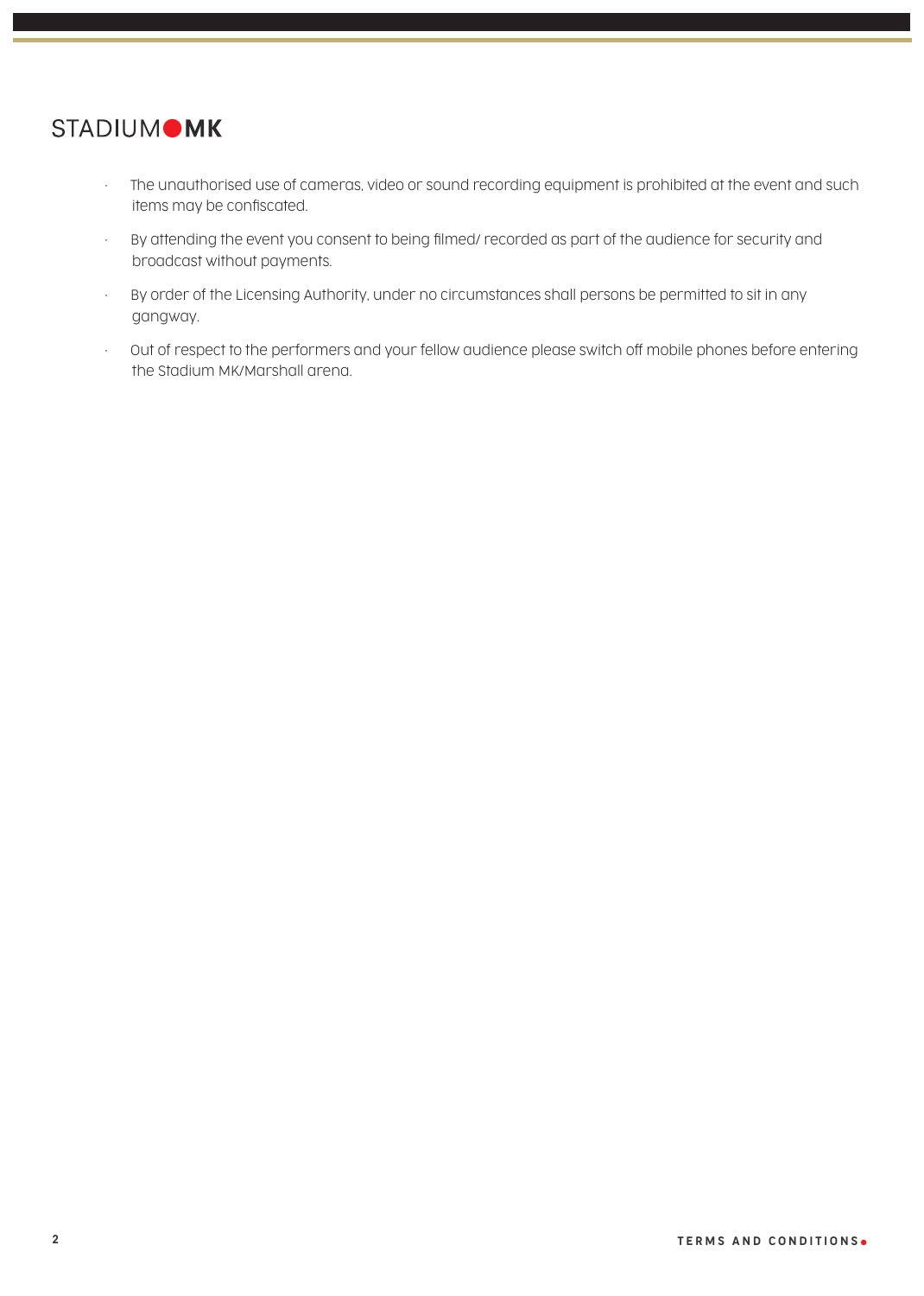- The unauthorised use of cameras, video or sound recording equipment is prohibited at the event and such items may be confiscated.
- By attending the event you consent to being filmed/ recorded as part of the audience for security and broadcast without payments.
- By order of the Licensing Authority, under no circumstances shall persons be permitted to sit in any gangway.
- Out of respect to the performers and your fellow audience please switch off mobile phones before entering the Stadium MK/Marshall arena.